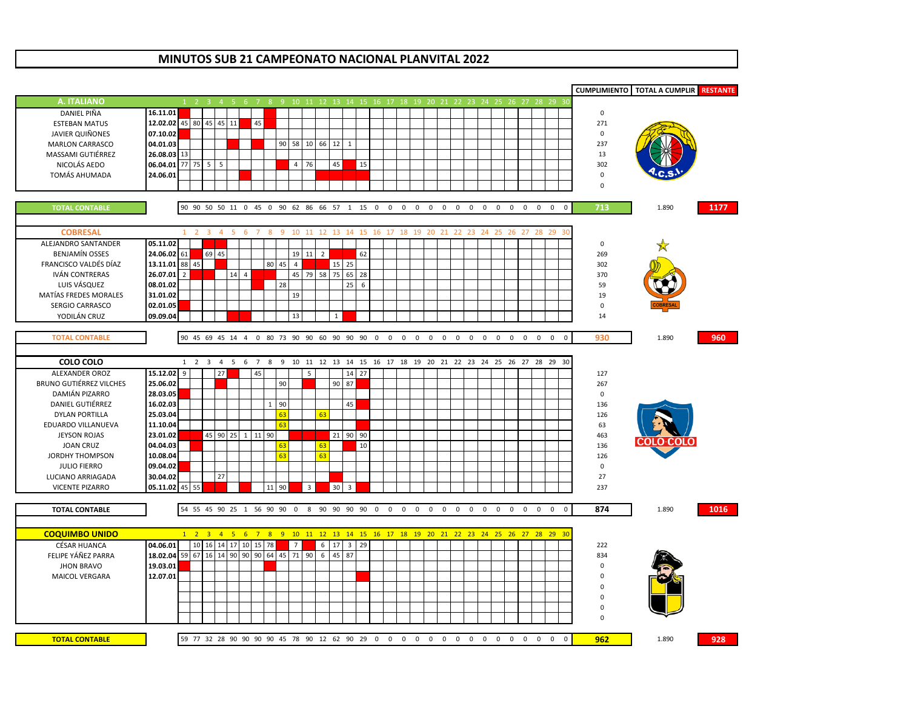# MINUTOS SUB 21 CAMPEONATO NACIONAL PLANVITAL 2022

| A. ITALIANO | | 1 | 2 | 3 | 4 | 5 | 6 | 7 | 8 | 9 | 10 | 11 | 12 | 13 | 14 | 15 | 16 | 17 | 18 | 19 | 20 | 21 | 22 | 23 | 24 | 25 | 26 | 27 | 28 | 29 | 30 | CUMPLIMIENTO | TOTAL A CUMPLIR | RESTANTE |
|---|---|---|---|---|---|---|---|---|---|---|---|---|---|---|---|---|---|---|---|---|---|---|---|---|---|---|---|---|---|---|---|---|---|---|
| DANIEL PIÑA | 16.11.01 | | | | | | | | | | | | | | | | | | | | | | | | | | | | | | | 0 | | |
| ESTEBAN MATUS | 12.02.02 | 45 | 80 | 45 | 45 | 11 | | 45 | | | | | | | | | | | | | | | | | | | | | | | | 271 | | |
| JAVIER QUIÑONES | 07.10.02 | | | | | | | | | | | | | | | | | | | | | | | | | | | | | | | 0 | | |
| MARLON CARRASCO | 04.01.03 | | | | | | | | | 90 | 58 | 10 | 66 | 12 | 1 | | | | | | | | | | | | | | | | | 237 | | |
| MASSAMI GUTIÉRREZ | 26.08.03 | 13 | | | | | | | | | | | | | | | | | | | | | | | | | | | | | | 13 | | |
| NICOLÁS AEDO | 06.04.01 | 77 | 75 | 5 | 5 | | | | | | 4 | 76 | | 45 | | 15 | | | | | | | | | | | | | | | | 302 | | |
| TOMÁS AHUMADA | 24.06.01 | | | | | | | | | | | | | | | | | | | | | | | | | | | | | | | 0 | | |
| | | | | | | | | | | | | | | | | | | | | | | | | | | | | | | | | 0 | | |
| TOTAL CONTABLE | | 90 | 90 | 50 | 50 | 11 | 0 | 45 | 0 | 90 | 62 | 86 | 66 | 57 | 1 | 15 | 0 | 0 | 0 | 0 | 0 | 0 | 0 | 0 | 0 | 0 | 0 | 0 | 0 | 0 | 0 | 713 | 1.890 | 1177 |

| COBRESAL | | 1 | 2 | 3 | 4 | 5 | 6 | 7 | 8 | 9 | 10 | 11 | 12 | 13 | 14 | 15 | 16 | 17 | 18 | 19 | 20 | 21 | 22 | 23 | 24 | 25 | 26 | 27 | 28 | 29 | 30 | CUMPLIMIENTO | TOTAL A CUMPLIR | RESTANTE |
|---|---|---|---|---|---|---|---|---|---|---|---|---|---|---|---|---|---|---|---|---|---|---|---|---|---|---|---|---|---|---|---|---|---|---|
| ALEJANDRO SANTANDER | 05.11.02 | | | | | | | | | | | | | | | | | | | | | | | | | | | | | | | 0 | | |
| BENJAMÍN OSSES | 24.06.02 | 61 | | 69 | 45 | | | | | | 19 | 11 | 2 | | | 62 | | | | | | | | | | | | | | | | 269 | | |
| FRANCISCO VALDÉS DÍAZ | 13.11.01 | 88 | 45 | | | | | | 80 | 45 | 4 | | | 15 | 25 | | | | | | | | | | | | | | | | | 302 | | |
| IVÁN CONTRERAS | 26.07.01 | 2 | | | | 14 | 4 | | | | 45 | 79 | 58 | 75 | 65 | 28 | | | | | | | | | | | | | | | | 370 | | |
| LUIS VÁSQUEZ | 08.01.02 | | | | | | | | | 28 | | | | | 25 | 6 | | | | | | | | | | | | | | | | 59 | | |
| MATÍAS FREDES MORALES | 31.01.02 | | | | | | | | | | 19 | | | | | | | | | | | | | | | | | | | | | 19 | | |
| SERGIO CARRASCO | 02.01.05 | | | | | | | | | | | | | | | | | | | | | | | | | | | | | | | 0 | | |
| YODILÁN CRUZ | 09.09.04 | | | | | | | | | | 13 | | | 1 | | | | | | | | | | | | | | | | | | 14 | | |
| TOTAL CONTABLE | | 90 | 45 | 69 | 45 | 14 | 4 | 0 | 80 | 73 | 90 | 90 | 60 | 90 | 90 | 90 | 0 | 0 | 0 | 0 | 0 | 0 | 0 | 0 | 0 | 0 | 0 | 0 | 0 | 0 | 0 | 930 | 1.890 | 960 |

| COLO COLO | | 1 | 2 | 3 | 4 | 5 | 6 | 7 | 8 | 9 | 10 | 11 | 12 | 13 | 14 | 15 | 16 | 17 | 18 | 19 | 20 | 21 | 22 | 23 | 24 | 25 | 26 | 27 | 28 | 29 | 30 | CUMPLIMIENTO | TOTAL A CUMPLIR | RESTANTE |
|---|---|---|---|---|---|---|---|---|---|---|---|---|---|---|---|---|---|---|---|---|---|---|---|---|---|---|---|---|---|---|---|---|---|---|
| ALEXANDER OROZ | 15.12.02 | 9 | | | 27 | | | 45 | | | | 5 | | | 14 | 27 | | | | | | | | | | | | | | | | 127 | | |
| BRUNO GUTIÉRREZ VILCHES | 25.06.02 | | | | | | | | | 90 | | | | 90 | 87 | | | | | | | | | | | | | | | | | 267 | | |
| DAMIÁN PIZARRO | 28.03.05 | | | | | | | | | | | | | | | | | | | | | | | | | | | | | | | 0 | | |
| DANIEL GUTIÉRREZ | 16.02.03 | | | | | | | | 1 | 90 | | | | | 45 | | | | | | | | | | | | | | | | | 136 | | |
| DYLAN PORTILLA | 25.03.04 | | | | | | | | | 63 | | | 63 | | | | | | | | | | | | | | | | | | | 126 | | |
| EDUARDO VILLANUEVA | 11.10.04 | | | | | | | | | 63 | | | | | | | | | | | | | | | | | | | | | | 63 | | |
| JEYSON ROJAS | 23.01.02 | | | 45 | 90 | 25 | 1 | 11 | 90 | | | | | 21 | 90 | 90 | | | | | | | | | | | | | | | | 463 | | |
| JOAN CRUZ | 04.04.03 | | | | | | | | | 63 | | | 63 | | | 10 | | | | | | | | | | | | | | | | 136 | | |
| JORDHY THOMPSON | 10.08.04 | | | | | | | | | 63 | | | 63 | | | | | | | | | | | | | | | | | | | 126 | | |
| JULIO FIERRO | 09.04.02 | | | | | | | | | | | | | | | | | | | | | | | | | | | | | | | 0 | | |
| LUCIANO ARRIAGADA | 30.04.02 | | | | 27 | | | | | | | | | | | | | | | | | | | | | | | | | | | 27 | | |
| VICENTE PIZARRO | 05.11.02 | 45 | 55 | | | | | | 11 | 90 | | 3 | | 30 | 3 | | | | | | | | | | | | | | | | | 237 | | |
| TOTAL CONTABLE | | 54 | 55 | 45 | 90 | 25 | 1 | 56 | 90 | 90 | 0 | 8 | 90 | 90 | 90 | 90 | 0 | 0 | 0 | 0 | 0 | 0 | 0 | 0 | 0 | 0 | 0 | 0 | 0 | 0 | 0 | 874 | 1.890 | 1016 |

| COQUIMBO UNIDO | | 1 | 2 | 3 | 4 | 5 | 6 | 7 | 8 | 9 | 10 | 11 | 12 | 13 | 14 | 15 | 16 | 17 | 18 | 19 | 20 | 21 | 22 | 23 | 24 | 25 | 26 | 27 | 28 | 29 | 30 | CUMPLIMIENTO | TOTAL A CUMPLIR | RESTANTE |
|---|---|---|---|---|---|---|---|---|---|---|---|---|---|---|---|---|---|---|---|---|---|---|---|---|---|---|---|---|---|---|---|---|---|---|
| CÉSAR HUANCA | 04.06.01 | | 10 | 16 | 14 | 17 | 10 | 15 | 78 | | 7 | | 6 | 17 | 3 | 29 | | | | | | | | | | | | | | | | 222 | | |
| FELIPE YÁÑEZ PARRA | 18.02.04 | 59 | 67 | 16 | 14 | 90 | 90 | 90 | 64 | 45 | 71 | 90 | 6 | 45 | 87 | | | | | | | | | | | | | | | | | 834 | | |
| JHON BRAVO | 19.03.01 | | | | | | | | | | | | | | | | | | | | | | | | | | | | | | | 0 | | |
| MAICOL VERGARA | 12.07.01 | | | | | | | | | | | | | | | | | | | | | | | | | | | | | | | 0 | | |
| | | | | | | | | | | | | | | | | | | | | | | | | | | | | | | | | 0 | | |
| | | | | | | | | | | | | | | | | | | | | | | | | | | | | | | | | 0 | | |
| | | | | | | | | | | | | | | | | | | | | | | | | | | | | | | | | 0 | | |
| | | | | | | | | | | | | | | | | | | | | | | | | | | | | | | | | 0 | | |
| TOTAL CONTABLE | | 59 | 77 | 32 | 28 | 90 | 90 | 90 | 90 | 45 | 78 | 90 | 12 | 62 | 90 | 29 | 0 | 0 | 0 | 0 | 0 | 0 | 0 | 0 | 0 | 0 | 0 | 0 | 0 | 0 | 0 | 962 | 1.890 | 928 |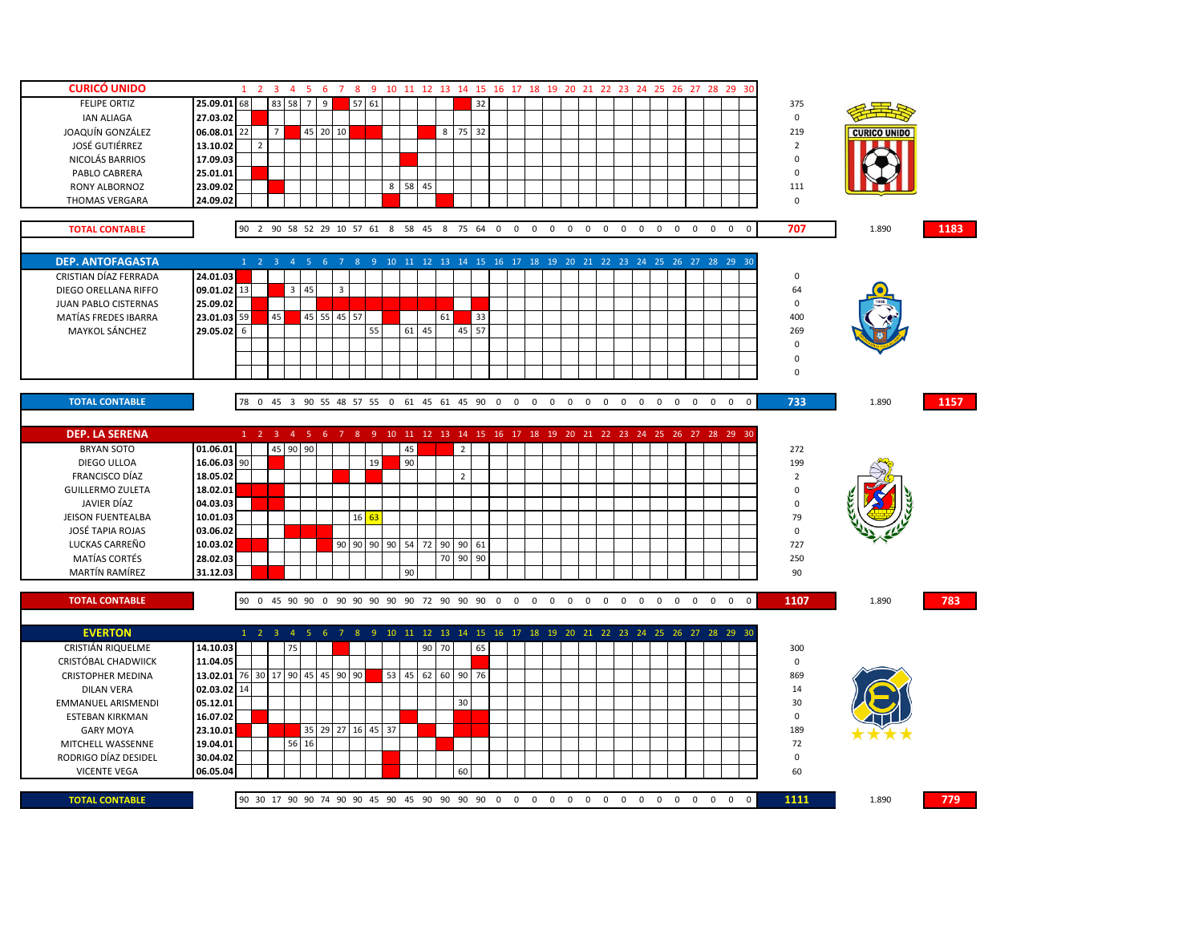| CURICÓ UNIDO | | 1 | 2 | 3 | 4 | 5 | 6 | 7 | 8 | 9 | 10 | 11 | 12 | 13 | 14 | 15 | 16 | 17 | 18 | 19 | 20 | 21 | 22 | 23 | 24 | 25 | 26 | 27 | 28 | 29 | 30 | | | |
|---|---|---|---|---|---|---|---|---|---|---|---|---|---|---|---|---|---|---|---|---|---|---|---|---|---|---|---|---|---|---|---|---|---|---|
| FELIPE ORTIZ | 25.09.01 | 68 | | 83 | 58 | 7 | 9 | | 57 | 61 | | | | | | 32 | | | | | | | | | | | | | | | | 375 | | |
| IAN ALIAGA | 27.03.02 | | | | | | | | | | | | | | | | | | | | | | | | | | | | | | | 0 | | |
| JOAQUÍN GONZÁLEZ | 06.08.01 | 22 | | 7 | | 45 | 20 | 10 | | | | | | 8 | 75 | 32 | | | | | | | | | | | | | | | | 219 | | |
| JOSÉ GUTIÉRREZ | 13.10.02 | | 2 | | | | | | | | | | | | | | | | | | | | | | | | | | | | | 2 | | |
| NICOLÁS BARRIOS | 17.09.03 | | | | | | | | | | | | | | | | | | | | | | | | | | | | | | | 0 | | |
| PABLO CABRERA | 25.01.01 | | | | | | | | | | | | | | | | | | | | | | | | | | | | | | | 0 | | |
| RONY ALBORNOZ | 23.09.02 | | | | | | | | | | 8 | 58 | 45 | | | | | | | | | | | | | | | | | | | 111 | | |
| THOMAS VERGARA | 24.09.02 | | | | | | | | | | | | | | | | | | | | | | | | | | | | | | | 0 | | |
| TOTAL CONTABLE | | 90 | 2 | 90 | 58 | 52 | 29 | 10 | 57 | 61 | 8 | 58 | 45 | 8 | 75 | 64 | 0 | 0 | 0 | 0 | 0 | 0 | 0 | 0 | 0 | 0 | 0 | 0 | 0 | 0 | 0 | 707 | 1.890 | 1183 |

| DEP. ANTOFAGASTA | | 1 | 2 | 3 | 4 | 5 | 6 | 7 | 8 | 9 | 10 | 11 | 12 | 13 | 14 | 15 | 16 | 17 | 18 | 19 | 20 | 21 | 22 | 23 | 24 | 25 | 26 | 27 | 28 | 29 | 30 | | | |
|---|---|---|---|---|---|---|---|---|---|---|---|---|---|---|---|---|---|---|---|---|---|---|---|---|---|---|---|---|---|---|---|---|---|---|
| CRISTIAN DÍAZ FERRADA | 24.01.03 | | | | | | | | | | | | | | | | | | | | | | | | | | | | | | | 0 | | |
| DIEGO ORELLANA RIFFO | 09.01.02 | 13 | | | 3 | 45 | | 3 | | | | | | | | | | | | | | | | | | | | | | | | 64 | | |
| JUAN PABLO CISTERNAS | 25.09.02 | | | | | | | | | | | | | | | | | | | | | | | | | | | | | | | 0 | | |
| MATÍAS FREDES IBARRA | 23.01.03 | 59 | | 45 | | 45 | 55 | 45 | 57 | | | | | 61 | | 33 | | | | | | | | | | | | | | | | 400 | | |
| MAYKOL SÁNCHEZ | 29.05.02 | 6 | | | | | | | | 55 | | 61 | 45 | | 45 | 57 | | | | | | | | | | | | | | | | 269 | | |
| | | | | | | | | | | | | | | | | | | | | | | | | | | | | | | | | 0 | | |
| | | | | | | | | | | | | | | | | | | | | | | | | | | | | | | | | 0 | | |
| | | | | | | | | | | | | | | | | | | | | | | | | | | | | | | | | 0 | | |
| TOTAL CONTABLE | | 78 | 0 | 45 | 3 | 90 | 55 | 48 | 57 | 55 | 0 | 61 | 45 | 61 | 45 | 90 | 0 | 0 | 0 | 0 | 0 | 0 | 0 | 0 | 0 | 0 | 0 | 0 | 0 | 0 | 0 | 733 | 1.890 | 1157 |

| DEP. LA SERENA | | 1 | 2 | 3 | 4 | 5 | 6 | 7 | 8 | 9 | 10 | 11 | 12 | 13 | 14 | 15 | 16 | 17 | 18 | 19 | 20 | 21 | 22 | 23 | 24 | 25 | 26 | 27 | 28 | 29 | 30 | | | |
|---|---|---|---|---|---|---|---|---|---|---|---|---|---|---|---|---|---|---|---|---|---|---|---|---|---|---|---|---|---|---|---|---|---|---|
| BRYAN SOTO | 01.06.01 | | | 45 | 90 | 90 | | | | | | 45 | | | 2 | | | | | | | | | | | | | | | | | 272 | | |
| DIEGO ULLOA | 16.06.03 | 90 | | | | | | | | 19 | | 90 | | | | | | | | | | | | | | | | | | | | 199 | | |
| FRANCISCO DÍAZ | 18.05.02 | | | | | | | | | | | | | | 2 | | | | | | | | | | | | | | | | | 2 | | |
| GUILLERMO ZULETA | 18.02.01 | | | | | | | | | | | | | | | | | | | | | | | | | | | | | | | 0 | | |
| JAVIER DÍAZ | 04.03.03 | | | | | | | | | | | | | | | | | | | | | | | | | | | | | | | 0 | | |
| JEISON FUENTEALBA | 10.01.03 | | | | | | | | 16 | 63 | | | | | | | | | | | | | | | | | | | | | | 79 | | |
| JOSÉ TAPIA ROJAS | 03.06.02 | | | | | | | | | | | | | | | | | | | | | | | | | | | | | | | 0 | | |
| LUCKAS CARREÑO | 10.03.02 | | | | | | | 90 | 90 | 90 | 90 | 54 | 72 | 90 | 90 | 61 | | | | | | | | | | | | | | | | 727 | | |
| MATÍAS CORTÉS | 28.02.03 | | | | | | | | | | | | | 70 | 90 | 90 | | | | | | | | | | | | | | | | 250 | | |
| MARTÍN RAMÍREZ | 31.12.03 | | | | | | | | | | | 90 | | | | | | | | | | | | | | | | | | | | 90 | | |
| TOTAL CONTABLE | | 90 | 0 | 45 | 90 | 90 | 0 | 90 | 90 | 90 | 90 | 90 | 72 | 90 | 90 | 90 | 0 | 0 | 0 | 0 | 0 | 0 | 0 | 0 | 0 | 0 | 0 | 0 | 0 | 0 | 0 | 1107 | 1.890 | 783 |

| EVERTON | | 1 | 2 | 3 | 4 | 5 | 6 | 7 | 8 | 9 | 10 | 11 | 12 | 13 | 14 | 15 | 16 | 17 | 18 | 19 | 20 | 21 | 22 | 23 | 24 | 25 | 26 | 27 | 28 | 29 | 30 | | | |
|---|---|---|---|---|---|---|---|---|---|---|---|---|---|---|---|---|---|---|---|---|---|---|---|---|---|---|---|---|---|---|---|---|---|---|
| CRISTIÁN RIQUELME | 14.10.03 | | | | 75 | | | | | | | | 90 | 70 | | 65 | | | | | | | | | | | | | | | | 300 | | |
| CRISTÓBAL CHADWIICK | 11.04.05 | | | | | | | | | | | | | | | | | | | | | | | | | | | | | | | 0 | | |
| CRISTOPHER MEDINA | 13.02.01 | 76 | 30 | 17 | 90 | 45 | 45 | 90 | 90 | | 53 | 45 | 62 | 60 | 90 | 76 | | | | | | | | | | | | | | | | 869 | | |
| DILAN VERA | 02.03.02 | 14 | | | | | | | | | | | | | | | | | | | | | | | | | | | | | | 14 | | |
| EMMANUEL ARISMENDI | 05.12.01 | | | | | | | | | | | | | | 30 | | | | | | | | | | | | | | | | | 30 | | |
| ESTEBAN KIRKMAN | 16.07.02 | | | | | | | | | | | | | | | | | | | | | | | | | | | | | | | 0 | | |
| GARY MOYA | 23.10.01 | | | | | 35 | 29 | 27 | 16 | 45 | 37 | | | | | | | | | | | | | | | | | | | | | 189 | | |
| MITCHELL WASSENNE | 19.04.01 | | | | 56 | 16 | | | | | | | | | | | | | | | | | | | | | | | | | | 72 | | |
| RODRIGO DÍAZ DESIDEL | 30.04.02 | | | | | | | | | | | | | | | | | | | | | | | | | | | | | | | 0 | | |
| VICENTE VEGA | 06.05.04 | | | | | | | | | | | | | | 60 | | | | | | | | | | | | | | | | | 60 | | |
| TOTAL CONTABLE | | 90 | 30 | 17 | 90 | 90 | 74 | 90 | 90 | 45 | 90 | 45 | 90 | 90 | 90 | 90 | 0 | 0 | 0 | 0 | 0 | 0 | 0 | 0 | 0 | 0 | 0 | 0 | 0 | 0 | 0 | 1111 | 1.890 | 779 |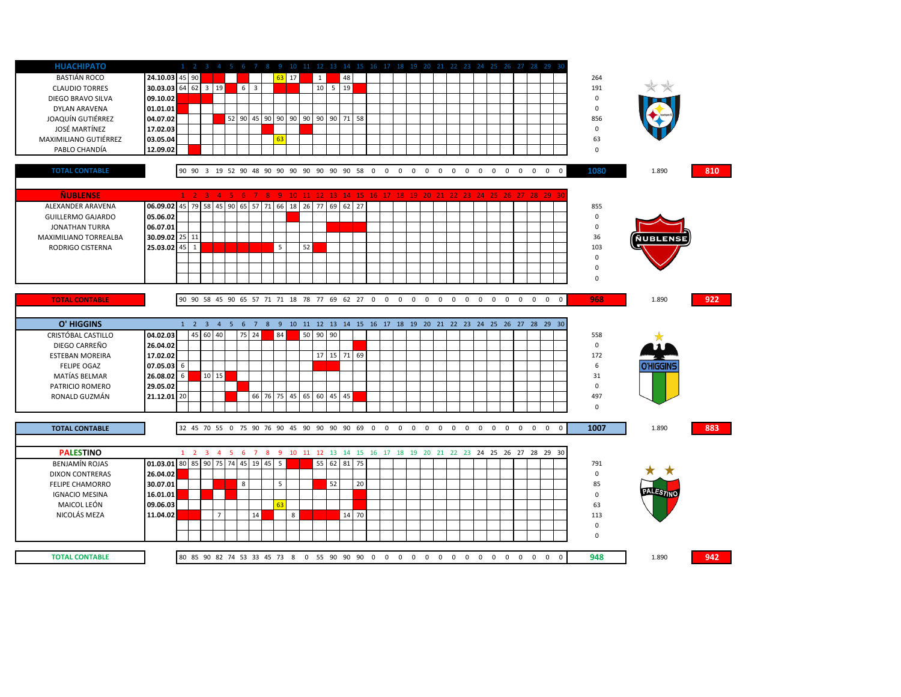## HUACHIPATO

| HUACHIPATO | | 1 | 2 | 3 | 4 | 5 | 6 | 7 | 8 | 9 | 10 | 11 | 12 | 13 | 14 | 15 | 16 | 17 | 18 | 19 | 20 | 21 | 22 | 23 | 24 | 25 | 26 | 27 | 28 | 29 | 30 | | | |
|---|---|---|---|---|---|---|---|---|---|---|---|---|---|---|---|---|---|---|---|---|---|---|---|---|---|---|---|---|---|---|---|---|---|---|
| BASTIÁN ROCO | 24.10.03 | 45 | 90 | | | | | | | 63 | 17 | | 1 | | 48 | | | | | | | | | | | | | | | | | 264 | | |
| CLAUDIO TORRES | 30.03.03 | 64 | 62 | 3 | 19 | | 6 | 3 | | | | | 10 | 5 | 19 | | | | | | | | | | | | | | | | | 191 | | |
| DIEGO BRAVO SILVA | 09.10.02 | | | | | | | | | | | | | | | | | | | | | | | | | | | | | | | 0 | | |
| DYLAN ARAVENA | 01.01.01 | | | | | | | | | | | | | | | | | | | | | | | | | | | | | | | 0 | | |
| JOAQUÍN GUTIÉRREZ | 04.07.02 | | | | | 52 | 90 | 45 | 90 | 90 | 90 | 90 | 90 | 90 | 71 | 58 | | | | | | | | | | | | | | | | 856 | | |
| JOSÉ MARTÍNEZ | 17.02.03 | | | | | | | | | | | | | | | | | | | | | | | | | | | | | | | 0 | | |
| MAXIMILIANO GUTIÉRREZ | 03.05.04 | | | | | | | | | 63 | | | | | | | | | | | | | | | | | | | | | | 63 | | |
| PABLO CHANDÍA | 12.09.02 | | | | | | | | | | | | | | | | | | | | | | | | | | | | | | | 0 | | |
| **TOTAL CONTABLE** | | 90 | 90 | 3 | 19 | 52 | 90 | 48 | 90 | 90 | 90 | 90 | 90 | 90 | 90 | 58 | 0 | 0 | 0 | 0 | 0 | 0 | 0 | 0 | 0 | 0 | 0 | 0 | 0 | 0 | 0 | **1080** | 1.890 | **810** |

## ÑUBLENSE

| ÑUBLENSE | | 1 | 2 | 3 | 4 | 5 | 6 | 7 | 8 | 9 | 10 | 11 | 12 | 13 | 14 | 15 | 16 | 17 | 18 | 19 | 20 | 21 | 22 | 23 | 24 | 25 | 26 | 27 | 28 | 29 | 30 | | | |
|---|---|---|---|---|---|---|---|---|---|---|---|---|---|---|---|---|---|---|---|---|---|---|---|---|---|---|---|---|---|---|---|---|---|---|
| ALEXANDER ARAVENA | 06.09.02 | 45 | 79 | 58 | 45 | 90 | 65 | 57 | 71 | 66 | 18 | 26 | 77 | 69 | 62 | 27 | | | | | | | | | | | | | | | | 855 | | |
| GUILLERMO GAJARDO | 05.06.02 | | | | | | | | | | | | | | | | | | | | | | | | | | | | | | | 0 | | |
| JONATHAN TURRA | 06.07.01 | | | | | | | | | | | | | | | | | | | | | | | | | | | | | | | 0 | | |
| MAXIMILIANO TORREALBA | 30.09.02 | 25 | 11 | | | | | | | | | | | | | | | | | | | | | | | | | | | | | 36 | | |
| RODRIGO CISTERNA | 25.03.02 | 45 | 1 | | | | | | | 5 | | 52 | | | | | | | | | | | | | | | | | | | | 103 | | |
| **TOTAL CONTABLE** | | 90 | 90 | 58 | 45 | 90 | 65 | 57 | 71 | 71 | 18 | 78 | 77 | 69 | 62 | 27 | 0 | 0 | 0 | 0 | 0 | 0 | 0 | 0 | 0 | 0 | 0 | 0 | 0 | 0 | 0 | **968** | 1.890 | **922** |

## O' HIGGINS

| O' HIGGINS | | 1 | 2 | 3 | 4 | 5 | 6 | 7 | 8 | 9 | 10 | 11 | 12 | 13 | 14 | 15 | 16 | 17 | 18 | 19 | 20 | 21 | 22 | 23 | 24 | 25 | 26 | 27 | 28 | 29 | 30 | | | |
|---|---|---|---|---|---|---|---|---|---|---|---|---|---|---|---|---|---|---|---|---|---|---|---|---|---|---|---|---|---|---|---|---|---|---|
| CRISTÓBAL CASTILLO | 04.02.03 | | 45 | 60 | 40 | | 75 | 24 | | 84 | | 50 | 90 | 90 | | | | | | | | | | | | | | | | | | 558 | | |
| DIEGO CARREÑO | 26.04.02 | | | | | | | | | | | | | | | | | | | | | | | | | | | | | | | 0 | | |
| ESTEBAN MOREIRA | 17.02.02 | | | | | | | | | | | | 17 | 15 | 71 | 69 | | | | | | | | | | | | | | | | 172 | | |
| FELIPE OGAZ | 07.05.03 | 6 | | | | | | | | | | | | | | | | | | | | | | | | | | | | | | 6 | | |
| MATÍAS BELMAR | 26.08.02 | 6 | | 10 | 15 | | | | | | | | | | | | | | | | | | | | | | | | | | | 31 | | |
| PATRICIO ROMERO | 29.05.02 | | | | | | | | | | | | | | | | | | | | | | | | | | | | | | | 0 | | |
| RONALD GUZMÁN | 21.12.01 | 20 | | | | | | 66 | 76 | 75 | 45 | 65 | 60 | 45 | 45 | | | | | | | | | | | | | | | | | 497 | | |
| **TOTAL CONTABLE** | | 32 | 45 | 70 | 55 | 0 | 75 | 90 | 76 | 90 | 45 | 90 | 90 | 90 | 90 | 69 | 0 | 0 | 0 | 0 | 0 | 0 | 0 | 0 | 0 | 0 | 0 | 0 | 0 | 0 | 0 | **1007** | 1.890 | **883** |

## PALESTINO

| PALESTINO | | 1 | 2 | 3 | 4 | 5 | 6 | 7 | 8 | 9 | 10 | 11 | 12 | 13 | 14 | 15 | 16 | 17 | 18 | 19 | 20 | 21 | 22 | 23 | 24 | 25 | 26 | 27 | 28 | 29 | 30 | | | |
|---|---|---|---|---|---|---|---|---|---|---|---|---|---|---|---|---|---|---|---|---|---|---|---|---|---|---|---|---|---|---|---|---|---|---|
| BENJAMÍN ROJAS | 01.03.01 | 80 | 85 | 90 | 75 | 74 | 45 | 19 | 45 | 5 | | | 55 | 62 | 81 | 75 | | | | | | | | | | | | | | | | 791 | | |
| DIXON CONTRERAS | 26.04.02 | | | | | | | | | | | | | | | | | | | | | | | | | | | | | | | 0 | | |
| FELIPE CHAMORRO | 30.07.01 | | | | | | 8 | | | 5 | | | | 52 | | 20 | | | | | | | | | | | | | | | | 85 | | |
| IGNACIO MESINA | 16.01.01 | | | | | | | | | | | | | | | | | | | | | | | | | | | | | | | 0 | | |
| MAICOL LEÓN | 09.06.03 | | | | | | | | | 63 | | | | | | | | | | | | | | | | | | | | | | 63 | | |
| NICOLÁS MEZA | 11.04.02 | | | | 7 | | | 14 | | | 8 | | | | 14 | 70 | | | | | | | | | | | | | | | | 113 | | |
| **TOTAL CONTABLE** | | 80 | 85 | 90 | 82 | 74 | 53 | 33 | 45 | 73 | 8 | 0 | 55 | 90 | 90 | 90 | 0 | 0 | 0 | 0 | 0 | 0 | 0 | 0 | 0 | 0 | 0 | 0 | 0 | 0 | 0 | **948** | 1.890 | **942** |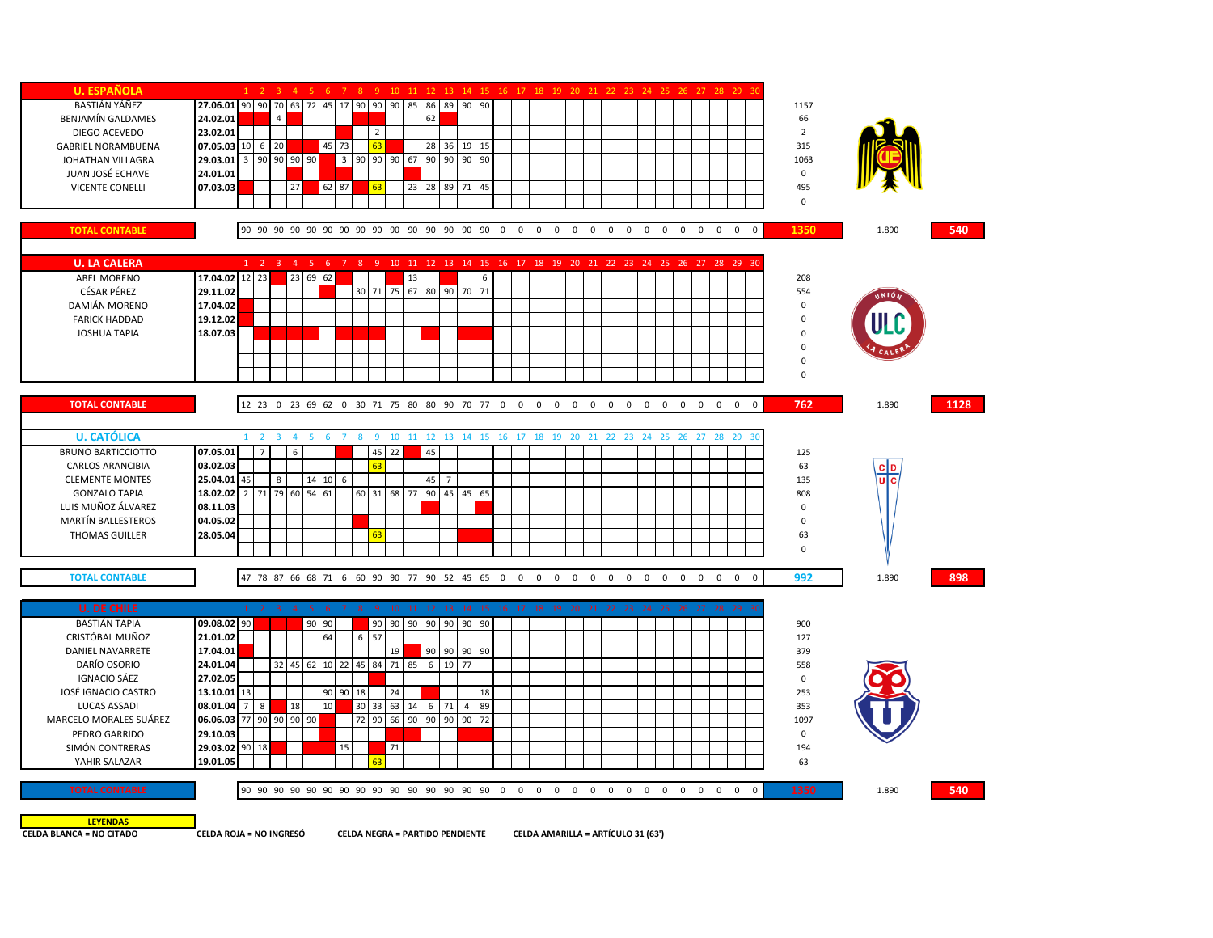| U. ESPAÑOLA | | 1 | 2 | 3 | 4 | 5 | 6 | 7 | 8 | 9 | 10 | 11 | 12 | 13 | 14 | 15 | 16 | 17 | 18 | 19 | 20 | 21 | 22 | 23 | 24 | 25 | 26 | 27 | 28 | 29 | 30 | | | |
|---|---|---|---|---|---|---|---|---|---|---|---|---|---|---|---|---|---|---|---|---|---|---|---|---|---|---|---|---|---|---|---|---|---|---|
| BASTIÁN YÁÑEZ | 27.06.01 | 90 | 90 | 70 | 63 | 72 | 45 | 17 | 90 | 90 | 90 | 85 | 86 | 89 | 90 | 90 | | | | | | | | | | | | | | | | 1157 | | |
| BENJAMÍN GALDAMES | 24.02.01 | | | 4 | | | | | | | | | 62 | | | | | | | | | | | | | | | | | | | 66 | | |
| DIEGO ACEVEDO | 23.02.01 | | | | | | | | | 2 | | | | | | | | | | | | | | | | | | | | | | 2 | | |
| GABRIEL NORAMBUENA | 07.05.03 | 10 | 6 | 20 | | | 45 | 73 | | 63 | | | 28 | 36 | 19 | 15 | | | | | | | | | | | | | | | | 315 | | |
| JOHATHAN VILLAGRA | 29.03.01 | 3 | 90 | 90 | 90 | 90 | | 3 | 90 | 90 | 90 | 67 | 90 | 90 | 90 | 90 | | | | | | | | | | | | | | | | 1063 | | |
| JUAN JOSÉ ECHAVE | 24.01.01 | | | | | | | | | | | | | | | | | | | | | | | | | | | | | | | 0 | | |
| VICENTE CONELLI | 07.03.03 | | | | 27 | | 62 | 87 | | 63 | | 23 | 28 | 89 | 71 | 45 | | | | | | | | | | | | | | | | 495 | | |
| | | | | | | | | | | | | | | | | | | | | | | | | | | | | | | | | 0 | | |
| TOTAL CONTABLE | | 90 | 90 | 90 | 90 | 90 | 90 | 90 | 90 | 90 | 90 | 90 | 90 | 90 | 90 | 90 | 0 | 0 | 0 | 0 | 0 | 0 | 0 | 0 | 0 | 0 | 0 | 0 | 0 | 0 | 0 | 1350 | 1.890 | 540 |

| U. LA CALERA | | 1 | 2 | 3 | 4 | 5 | 6 | 7 | 8 | 9 | 10 | 11 | 12 | 13 | 14 | 15 | 16 | 17 | 18 | 19 | 20 | 21 | 22 | 23 | 24 | 25 | 26 | 27 | 28 | 29 | 30 | | | |
|---|---|---|---|---|---|---|---|---|---|---|---|---|---|---|---|---|---|---|---|---|---|---|---|---|---|---|---|---|---|---|---|---|---|---|
| ABEL MORENO | 17.04.02 | 12 | 23 | | 23 | 69 | 62 | | | | | 13 | | | | 6 | | | | | | | | | | | | | | | | 208 | | |
| CÉSAR PÉREZ | 29.11.02 | | | | | | | | 30 | 71 | 75 | 67 | 80 | 90 | 70 | 71 | | | | | | | | | | | | | | | | 554 | | |
| DAMIÁN MORENO | 17.04.02 | | | | | | | | | | | | | | | | | | | | | | | | | | | | | | | 0 | | |
| FARICK HADDAD | 19.12.02 | | | | | | | | | | | | | | | | | | | | | | | | | | | | | | | 0 | | |
| JOSHUA TAPIA | 18.07.03 | | | | | | | | | | | | | | | | | | | | | | | | | | | | | | | 0 | | |
| | | | | | | | | | | | | | | | | | | | | | | | | | | | | | | | | 0 | | |
| | | | | | | | | | | | | | | | | | | | | | | | | | | | | | | | | 0 | | |
| | | | | | | | | | | | | | | | | | | | | | | | | | | | | | | | | 0 | | |
| TOTAL CONTABLE | | 12 | 23 | 0 | 23 | 69 | 62 | 0 | 30 | 71 | 75 | 80 | 80 | 90 | 70 | 77 | 0 | 0 | 0 | 0 | 0 | 0 | 0 | 0 | 0 | 0 | 0 | 0 | 0 | 0 | 0 | 762 | 1.890 | 1128 |

| U. CATÓLICA | | 1 | 2 | 3 | 4 | 5 | 6 | 7 | 8 | 9 | 10 | 11 | 12 | 13 | 14 | 15 | 16 | 17 | 18 | 19 | 20 | 21 | 22 | 23 | 24 | 25 | 26 | 27 | 28 | 29 | 30 | | | |
|---|---|---|---|---|---|---|---|---|---|---|---|---|---|---|---|---|---|---|---|---|---|---|---|---|---|---|---|---|---|---|---|---|---|---|
| BRUNO BARTICCIOTTO | 07.05.01 | | 7 | | 6 | | | | | 45 | 22 | | 45 | | | | | | | | | | | | | | | | | | | 125 | | |
| CARLOS ARANCIBIA | 03.02.03 | | | | | | | | | 63 | | | | | | | | | | | | | | | | | | | | | | 63 | | |
| CLEMENTE MONTES | 25.04.01 | 45 | | 8 | | 14 | 10 | 6 | | | | | 45 | 7 | | | | | | | | | | | | | | | | | | 135 | | |
| GONZALO TAPIA | 18.02.02 | 2 | 71 | 79 | 60 | 54 | 61 | | 60 | 31 | 68 | 77 | 90 | 45 | 45 | 65 | | | | | | | | | | | | | | | | 808 | | |
| LUIS MUÑOZ ÁLVAREZ | 08.11.03 | | | | | | | | | | | | | | | | | | | | | | | | | | | | | | | 0 | | |
| MARTÍN BALLESTEROS | 04.05.02 | | | | | | | | | | | | | | | | | | | | | | | | | | | | | | | 0 | | |
| THOMAS GUILLER | 28.05.04 | | | | | | | | | 63 | | | | | | | | | | | | | | | | | | | | | | 63 | | |
| | | | | | | | | | | | | | | | | | | | | | | | | | | | | | | | | 0 | | |
| TOTAL CONTABLE | | 47 | 78 | 87 | 66 | 68 | 71 | 6 | 60 | 90 | 90 | 77 | 90 | 52 | 45 | 65 | 0 | 0 | 0 | 0 | 0 | 0 | 0 | 0 | 0 | 0 | 0 | 0 | 0 | 0 | 0 | 992 | 1.890 | 898 |

| U. DE CHILE | | 1 | 2 | 3 | 4 | 5 | 6 | 7 | 8 | 9 | 10 | 11 | 12 | 13 | 14 | 15 | 16 | 17 | 18 | 19 | 20 | 21 | 22 | 23 | 24 | 25 | 26 | 27 | 28 | 29 | 30 | | | |
|---|---|---|---|---|---|---|---|---|---|---|---|---|---|---|---|---|---|---|---|---|---|---|---|---|---|---|---|---|---|---|---|---|---|---|
| BASTIÁN TAPIA | 09.08.02 | 90 | | | | 90 | 90 | | | 90 | 90 | 90 | 90 | 90 | 90 | 90 | | | | | | | | | | | | | | | | 900 | | |
| CRISTÓBAL MUÑOZ | 21.01.02 | | | | | | 64 | | 6 | 57 | | | | | | | | | | | | | | | | | | | | | | 127 | | |
| DANIEL NAVARRETE | 17.04.01 | | | | | | | | | | 19 | | 90 | 90 | 90 | 90 | | | | | | | | | | | | | | | | 379 | | |
| DARÍO OSORIO | 24.01.04 | | | 32 | 45 | 62 | 10 | 22 | 45 | 84 | 71 | 85 | 6 | 19 | 77 | | | | | | | | | | | | | | | | | 558 | | |
| IGNACIO SÁEZ | 27.02.05 | | | | | | | | | | | | | | | | | | | | | | | | | | | | | | | 0 | | |
| JOSÉ IGNACIO CASTRO | 13.10.01 | 13 | | | | | 90 | 90 | 18 | | 24 | | | | | 18 | | | | | | | | | | | | | | | | 253 | | |
| LUCAS ASSADI | 08.01.04 | 7 | 8 | | 18 | | 10 | | 30 | 33 | 63 | 14 | 6 | 71 | 4 | 89 | | | | | | | | | | | | | | | | 353 | | |
| MARCELO MORALES SUÁREZ | 06.06.03 | 77 | 90 | 90 | 90 | 90 | | | 72 | 90 | 66 | 90 | 90 | 90 | 90 | 72 | | | | | | | | | | | | | | | | 1097 | | |
| PEDRO GARRIDO | 29.10.03 | | | | | | | | | | | | | | | | | | | | | | | | | | | | | | | 0 | | |
| SIMÓN CONTRERAS | 29.03.02 | 90 | 18 | | | | | 15 | | | 71 | | | | | | | | | | | | | | | | | | | | | 194 | | |
| YAHIR SALAZAR | 19.01.05 | | | | | | | | | 63 | | | | | | | | | | | | | | | | | | | | | | 63 | | |
| TOTAL CONTABLE | | 90 | 90 | 90 | 90 | 90 | 90 | 90 | 90 | 90 | 90 | 90 | 90 | 90 | 90 | 90 | 0 | 0 | 0 | 0 | 0 | 0 | 0 | 0 | 0 | 0 | 0 | 0 | 0 | 0 | 0 | 1350 | 1.890 | 540 |

**LEYENDAS**

**CELDA BLANCA = NO CITADO** **CELDA ROJA = NO INGRESÓ** **CELDA NEGRA = PARTIDO PENDIENTE** **CELDA AMARILLA = ARTÍCULO 31 (63')**